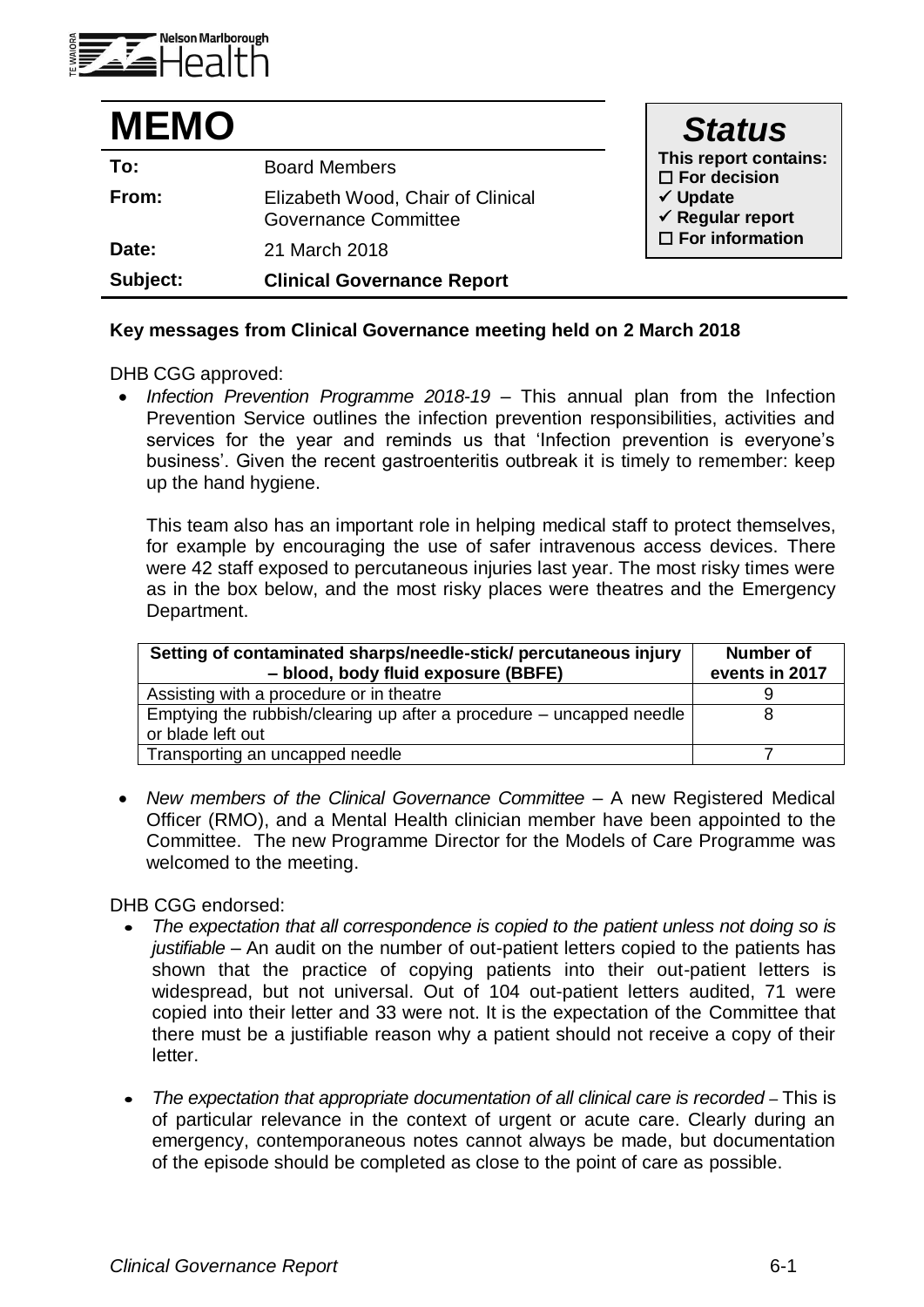# MEMO

| | |
|---|---|
| **To:** | Board Members |
| **From:** | Elizabeth Wood, Chair of Clinical Governance Committee |
| **Date:** | 21 March 2018 |
| **Subject:** | **Clinical Governance Report** |

## *Status*

**This report contains:**

- ☐ **For decision**
- ✓ **Update**
- ✓ **Regular report**
- ☐ **For information**

### Key messages from Clinical Governance meeting held on 2 March 2018

DHB CGG approved:

- *Infection Prevention Programme 2018-19* – This annual plan from the Infection Prevention Service outlines the infection prevention responsibilities, activities and services for the year and reminds us that 'Infection prevention is everyone's business'. Given the recent gastroenteritis outbreak it is timely to remember: keep up the hand hygiene.

  This team also has an important role in helping medical staff to protect themselves, for example by encouraging the use of safer intravenous access devices. There were 42 staff exposed to percutaneous injuries last year. The most risky times were as in the box below, and the most risky places were theatres and the Emergency Department.

| Setting of contaminated sharps/needle-stick/ percutaneous injury – blood, body fluid exposure (BBFE) | Number of events in 2017 |
|---|---|
| Assisting with a procedure or in theatre | 9 |
| Emptying the rubbish/clearing up after a procedure – uncapped needle or blade left out | 8 |
| Transporting an uncapped needle | 7 |

- *New members of the Clinical Governance Committee* – A new Registered Medical Officer (RMO), and a Mental Health clinician member have been appointed to the Committee. The new Programme Director for the Models of Care Programme was welcomed to the meeting.

DHB CGG endorsed:

- *The expectation that all correspondence is copied to the patient unless not doing so is justifiable* – An audit on the number of out-patient letters copied to the patients has shown that the practice of copying patients into their out-patient letters is widespread, but not universal. Out of 104 out-patient letters audited, 71 were copied into their letter and 33 were not. It is the expectation of the Committee that there must be a justifiable reason why a patient should not receive a copy of their letter.

- *The expectation that appropriate documentation of all clinical care is recorded* – This is of particular relevance in the context of urgent or acute care. Clearly during an emergency, contemporaneous notes cannot always be made, but documentation of the episode should be completed as close to the point of care as possible.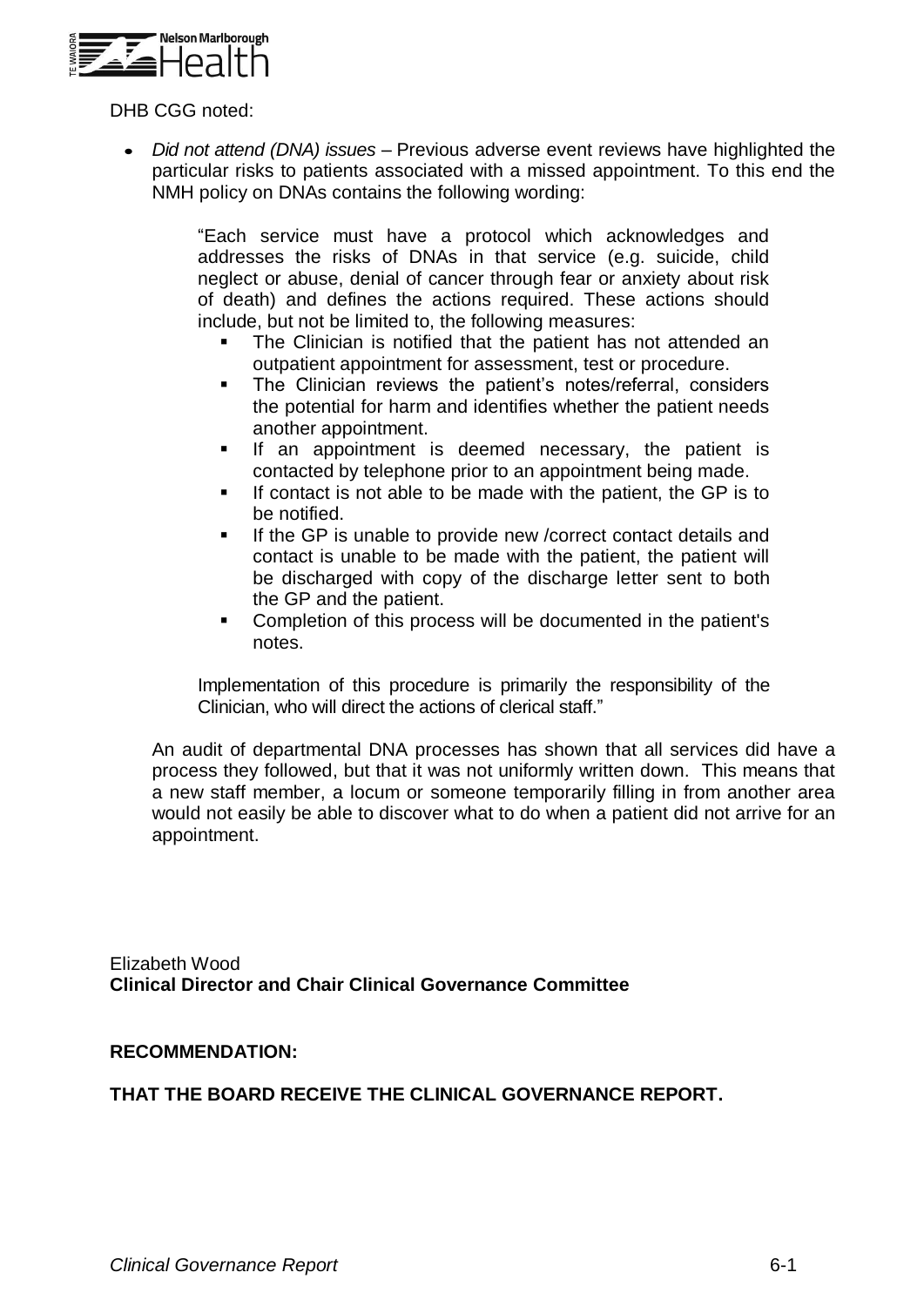DHB CGG noted:

- *Did not attend (DNA) issues* – Previous adverse event reviews have highlighted the particular risks to patients associated with a missed appointment. To this end the NMH policy on DNAs contains the following wording:

  > "Each service must have a protocol which acknowledges and addresses the risks of DNAs in that service (e.g. suicide, child neglect or abuse, denial of cancer through fear or anxiety about risk of death) and defines the actions required. These actions should include, but not be limited to, the following measures:
  >
  > - The Clinician is notified that the patient has not attended an outpatient appointment for assessment, test or procedure.
  > - The Clinician reviews the patient's notes/referral, considers the potential for harm and identifies whether the patient needs another appointment.
  > - If an appointment is deemed necessary, the patient is contacted by telephone prior to an appointment being made.
  > - If contact is not able to be made with the patient, the GP is to be notified.
  > - If the GP is unable to provide new /correct contact details and contact is unable to be made with the patient, the patient will be discharged with copy of the discharge letter sent to both the GP and the patient.
  > - Completion of this process will be documented in the patient's notes.
  >
  > Implementation of this procedure is primarily the responsibility of the Clinician, who will direct the actions of clerical staff."

  An audit of departmental DNA processes has shown that all services did have a process they followed, but that it was not uniformly written down. This means that a new staff member, a locum or someone temporarily filling in from another area would not easily be able to discover what to do when a patient did not arrive for an appointment.

Elizabeth Wood
**Clinical Director and Chair Clinical Governance Committee**

**RECOMMENDATION:**

**THAT THE BOARD RECEIVE THE CLINICAL GOVERNANCE REPORT.**